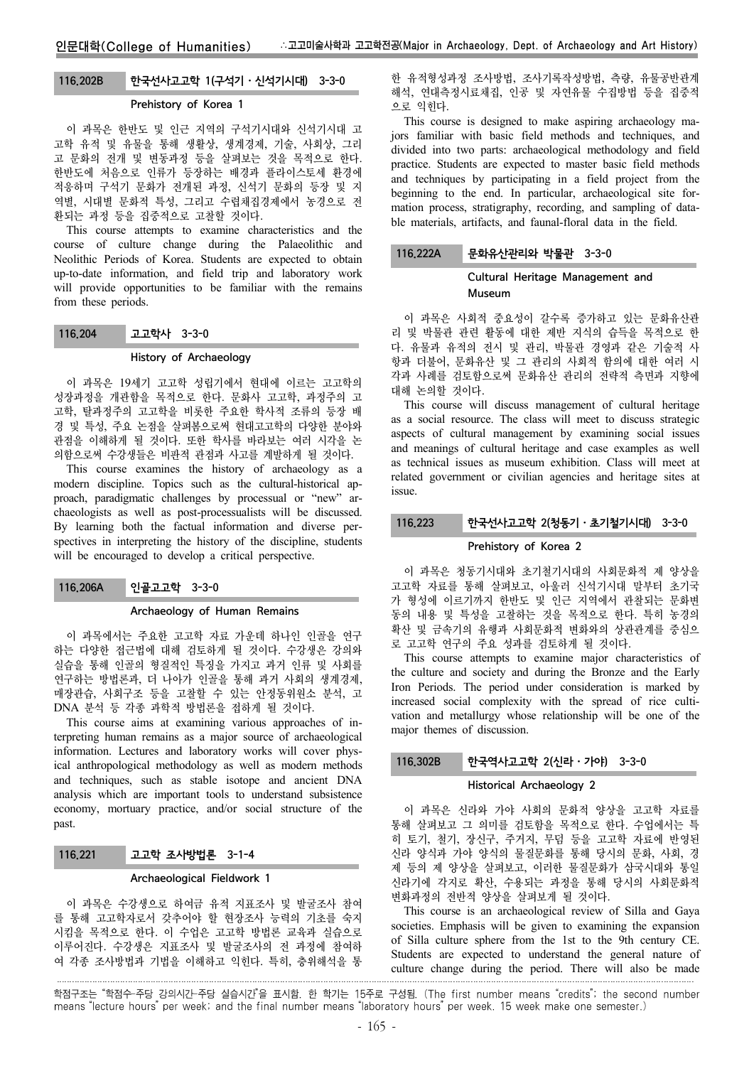### 116.202B 한국선사고고학 1(구석기・신석기시대) 3-3-0

**Prehistory of Korea 1**

이 과목은 한반도 및 인근 지역의 구석기시대와 신석기시대 고고학 유적 및 유물을 통해 생활상, 생계경제, 기술, 사회상, 그리고 문화의 전개 및 변동과정 등을 살펴보는 것을 목적으로 한다. 한반도에 처음으로 인류가 등장하는 배경과 플라이스토세 환경에 적응하며 구석기 문화가 전개된 과정, 신석기 문화의 등장 및 지역별, 시대별 문화적 특성, 그리고 수렵채집경제에서 농경으로 전환되는 과정 등을 집중적으로 고찰할 것이다.

This course attempts to examine characteristics and the course of culture change during the Palaeolithic and Neolithic Periods of Korea. Students are expected to obtain up-to-date information, and field trip and laboratory work will provide opportunities to be familiar with the remains from these periods.

### 116.204 고고학사 3-3-0

**History of Archaeology**

이 과목은 19세기 고고학 성립기에서 현대에 이르는 고고학의 성장과정을 개관함을 목적으로 한다. 문화사 고고학, 과정주의 고고학, 탈과정주의 고고학을 비롯한 주요한 학사적 조류의 등장 배경 및 특성, 주요 논점을 살펴봄으로써 현대고고학의 다양한 분야와 관점을 이해하게 될 것이다. 또한 학사를 바라보는 여러 시각을 논의함으로써 수강생들은 비판적 관점과 사고를 계발하게 될 것이다.

This course examines the history of archaeology as a modern discipline. Topics such as the cultural-historical approach, paradigmatic challenges by processual or "new" archaeologists as well as post-processualists will be discussed. By learning both the factual information and diverse perspectives in interpreting the history of the discipline, students will be encouraged to develop a critical perspective.

### 116.206A 인골고고학 3-3-0

**Archaeology of Human Remains**

이 과목에서는 주요한 고고학 자료 가운데 하나인 인골을 연구하는 다양한 접근법에 대해 검토하게 될 것이다. 수강생은 강의와 실습을 통해 인골의 형질적인 특징을 가지고 과거 인류 및 사회를 연구하는 방법론과, 더 나아가 인골을 통해 과거 사회의 생계경제, 매장관습, 사회구조 등을 고찰할 수 있는 안정동위원소 분석, 고DNA 분석 등 각종 과학적 방법론을 접하게 될 것이다.

This course aims at examining various approaches of interpreting human remains as a major source of archaeological information. Lectures and laboratory works will cover physical anthropological methodology as well as modern methods and techniques, such as stable isotope and ancient DNA analysis which are important tools to understand subsistence economy, mortuary practice, and/or social structure of the past.

### 116.221 고고학 조사방법론 3-1-4

**Archaeological Fieldwork 1**

이 과목은 수강생으로 하여금 유적 지표조사 및 발굴조사 참여를 통해 고고학자로서 갖추어야 할 현장조사 능력의 기초를 숙지시킴을 목적으로 한다. 이 수업은 고고학 방법론 교육과 실습으로 이루어진다. 수강생은 지표조사 및 발굴조사의 전 과정에 참여하여 각종 조사방법과 기법을 이해하고 익힌다. 특히, 층위해석을 통한 유적형성과정 조사방법, 조사기록작성방법, 측량, 유물공반관계 해석, 연대측정시료채집, 인공 및 자연유물 수집방법 등을 집중적으로 익힌다.

This course is designed to make aspiring archaeology majors familiar with basic field methods and techniques, and divided into two parts: archaeological methodology and field practice. Students are expected to master basic field methods and techniques by participating in a field project from the beginning to the end. In particular, archaeological site formation process, stratigraphy, recording, and sampling of datable materials, artifacts, and faunal-floral data in the field.

### 116.222A 문화유산관리와 박물관 3-3-0

**Cultural Heritage Management and Museum**

이 과목은 사회적 중요성이 갈수록 증가하고 있는 문화유산관리 및 박물관 관련 활동에 대한 제반 지식의 습득을 목적으로 한다. 유물과 유적의 전시 및 관리, 박물관 경영과 같은 기술적 사항과 더불어, 문화유산 및 그 관리의 사회적 함의에 대한 여러 시각과 사례를 검토함으로써 문화유산 관리의 전략적 측면과 지향에 대해 논의할 것이다.

This course will discuss management of cultural heritage as a social resource. The class will meet to discuss strategic aspects of cultural management by examining social issues and meanings of cultural heritage and case examples as well as technical issues as museum exhibition. Class will meet at related government or civilian agencies and heritage sites at issue.

### 116.223 한국선사고고학 2(청동기・초기철기시대) 3-3-0

**Prehistory of Korea 2**

이 과목은 청동기시대와 초기철기시대의 사회문화적 제 양상을 고고학 자료를 통해 살펴보고, 아울러 신석기시대 말부터 초기국가 형성에 이르기까지 한반도 및 인근 지역에서 관찰되는 문화변동의 내용 및 특성을 고찰하는 것을 목적으로 한다. 특히 농경의 확산 및 금속기의 유행과 사회문화적 변화와의 상관관계를 중심으로 고고학 연구의 주요 성과를 검토하게 될 것이다.

This course attempts to examine major characteristics of the culture and society and during the Bronze and the Early Iron Periods. The period under consideration is marked by increased social complexity with the spread of rice cultivation and metallurgy whose relationship will be one of the major themes of discussion.

### 116.302B 한국역사고고학 2(신라・가야) 3-3-0

**Historical Archaeology 2**

이 과목은 신라와 가야 사회의 문화적 양상을 고고학 자료를 통해 살펴보고 그 의미를 검토함을 목적으로 한다. 수업에서는 특히 토기, 철기, 장신구, 주거지, 무덤 등을 고고학 자료에 반영된 신라 양식과 가야 양식의 물질문화를 통해 당시의 문화, 사회, 경제 등의 제 양상을 살펴보고, 이러한 물질문화가 삼국시대와 통일신라기에 각지로 확산, 수용되는 과정을 통해 당시의 사회문화적 변화과정의 전반적 양상을 살펴보게 될 것이다.

This course is an archaeological review of Silla and Gaya societies. Emphasis will be given to examining the expansion of Silla culture sphere from the 1st to the 9th century CE. Students are expected to understand the general nature of culture change during the period. There will also be made

학점구조는 "학점수-주당 강의시간-주당 실습시간"을 표시함. 한 학기는 15주로 구성됨. (The first number means "credits"; the second number means "lecture hours" per week; and the final number means "laboratory hours" per week. 15 week make one semester.)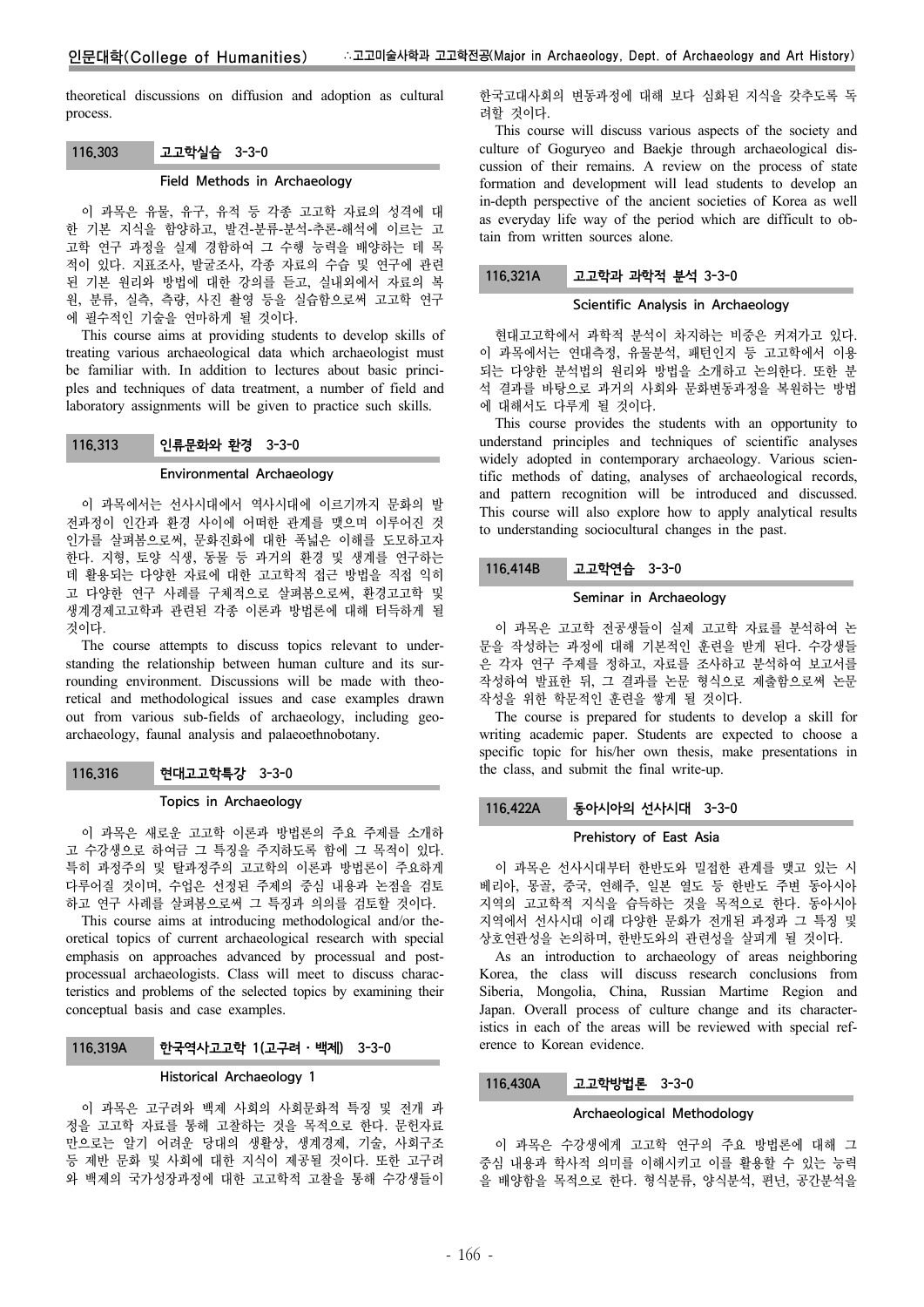theoretical discussions on diffusion and adoption as cultural process.

### 116.303 고고학실습 3-3-0

**Field Methods in Archaeology**

이 과목은 유물, 유구, 유적 등 각종 고고학 자료의 성격에 대한 기본 지식을 함양하고, 발견-분류-분석-추론-해석에 이르는 고고학 연구 과정을 실제 경험하여 그 수행 능력을 배양하는 데 목적이 있다. 지표조사, 발굴조사, 각종 자료의 수습 및 연구에 관련된 기본 원리와 방법에 대한 강의를 듣고, 실내외에서 자료의 복원, 분류, 실측, 측량, 사진 촬영 등을 실습함으로써 고고학 연구에 필수적인 기술을 연마하게 될 것이다.

This course aims at providing students to develop skills of treating various archaeological data which archaeologist must be familiar with. In addition to lectures about basic principles and techniques of data treatment, a number of field and laboratory assignments will be given to practice such skills.

### 116.313 인류문화와 환경 3-3-0

**Environmental Archaeology**

이 과목에서는 선사시대에서 역사시대에 이르기까지 문화의 발전과정이 인간과 환경 사이에 어떠한 관계를 맺으며 이루어진 것인가를 살펴봄으로써, 문화진화에 대한 폭넓은 이해를 도모하고자 한다. 지형, 토양 식생, 동물 등 과거의 환경 및 생계를 연구하는 데 활용되는 다양한 자료에 대한 고고학적 접근 방법을 직접 익히고 다양한 연구 사례를 구체적으로 살펴봄으로써, 환경고고학 및 생계경제고고학과 관련된 각종 이론과 방법론에 대해 터득하게 될 것이다.

The course attempts to discuss topics relevant to understanding the relationship between human culture and its surrounding environment. Discussions will be made with theoretical and methodological issues and case examples drawn out from various sub-fields of archaeology, including geoarchaeology, faunal analysis and palaeoethnobotany.

### 116.316 현대고고학특강 3-3-0

**Topics in Archaeology**

이 과목은 새로운 고고학 이론과 방법론의 주요 주제를 소개하고 수강생으로 하여금 그 특징을 주지하도록 함에 그 목적이 있다. 특히 과정주의 및 탈과정주의 고고학의 이론과 방법론이 주요하게 다루어질 것이며, 수업은 선정된 주제의 중심 내용과 논점을 검토하고 연구 사례를 살펴봄으로써 그 특징과 의의를 검토할 것이다.

This course aims at introducing methodological and/or theoretical topics of current archaeological research with special emphasis on approaches advanced by processual and post-processual archaeologists. Class will meet to discuss characteristics and problems of the selected topics by examining their conceptual basis and case examples.

### 116.319A 한국역사고고학 1(고구려・백제) 3-3-0

**Historical Archaeology 1**

이 과목은 고구려와 백제 사회의 사회문화적 특징 및 전개 과정을 고고학 자료를 통해 고찰하는 것을 목적으로 한다. 문헌자료만으로는 알기 어려운 당대의 생활상, 생계경제, 기술, 사회구조 등 제반 문화 및 사회에 대한 지식이 제공될 것이다. 또한 고구려와 백제의 국가성장과정에 대한 고고학적 고찰을 통해 수강생들이 한국고대사회의 변동과정에 대해 보다 심화된 지식을 갖추도록 독려할 것이다.

This course will discuss various aspects of the society and culture of Goguryeo and Baekje through archaeological discussion of their remains. A review on the process of state formation and development will lead students to develop an in-depth perspective of the ancient societies of Korea as well as everyday life way of the period which are difficult to obtain from written sources alone.

### 116.321A 고고학과 과학적 분석 3-3-0

**Scientific Analysis in Archaeology**

현대고고학에서 과학적 분석이 차지하는 비중은 커져가고 있다. 이 과목에서는 연대측정, 유물분석, 패턴인지 등 고고학에서 이용되는 다양한 분석법의 원리와 방법을 소개하고 논의한다. 또한 분석 결과를 바탕으로 과거의 사회와 문화변동과정을 복원하는 방법에 대해서도 다루게 될 것이다.

This course provides the students with an opportunity to understand principles and techniques of scientific analyses widely adopted in contemporary archaeology. Various scientific methods of dating, analyses of archaeological records, and pattern recognition will be introduced and discussed. This course will also explore how to apply analytical results to understanding sociocultural changes in the past.

### 116.414B 고고학연습 3-3-0

**Seminar in Archaeology**

이 과목은 고고학 전공생들이 실제 고고학 자료를 분석하여 논문을 작성하는 과정에 대해 기본적인 훈련을 받게 된다. 수강생들은 각자 연구 주제를 정하고, 자료를 조사하고 분석하여 보고서를 작성하여 발표한 뒤, 그 결과를 논문 형식으로 제출함으로써 논문 작성을 위한 학문적인 훈련을 쌓게 될 것이다.

The course is prepared for students to develop a skill for writing academic paper. Students are expected to choose a specific topic for his/her own thesis, make presentations in the class, and submit the final write-up.

### 116.422A 동아시아의 선사시대 3-3-0

**Prehistory of East Asia**

이 과목은 선사시대부터 한반도와 밀접한 관계를 맺고 있는 시베리아, 몽골, 중국, 연해주, 일본 열도 등 한반도 주변 동아시아 지역의 고고학적 지식을 습득하는 것을 목적으로 한다. 동아시아 지역에서 선사시대 이래 다양한 문화가 전개된 과정과 그 특징 및 상호연관성을 논의하며, 한반도와의 관련성을 살피게 될 것이다.

As an introduction to archaeology of areas neighboring Korea, the class will discuss research conclusions from Siberia, Mongolia, China, Russian Martime Region and Japan. Overall process of culture change and its characteristics in each of the areas will be reviewed with special reference to Korean evidence.

### 116.430A 고고학방법론 3-3-0

**Archaeological Methodology**

이 과목은 수강생에게 고고학 연구의 주요 방법론에 대해 그 중심 내용과 학사적 의미를 이해시키고 이를 활용할 수 있는 능력을 배양함을 목적으로 한다. 형식분류, 양식분석, 편년, 공간분석을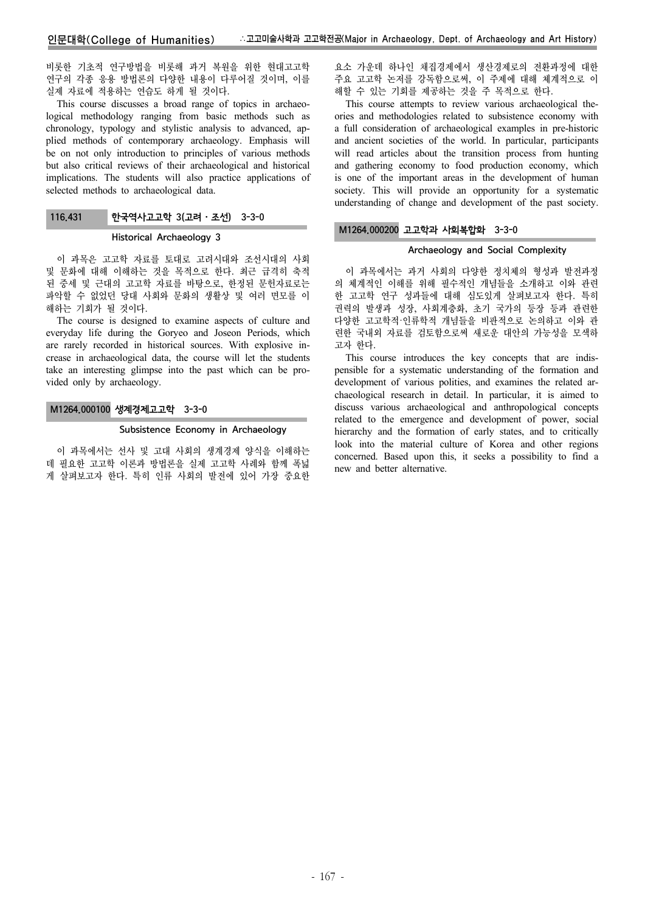비롯한 기초적 연구방법을 비롯해 과거 복원을 위한 현대고고학 연구의 각종 응용 방법론의 다양한 내용이 다루어질 것이며, 이를 실제 자료에 적용하는 연습도 하게 될 것이다.

This course discusses a broad range of topics in archaeological methodology ranging from basic methods such as chronology, typology and stylistic analysis to advanced, applied methods of contemporary archaeology. Emphasis will be on not only introduction to principles of various methods but also critical reviews of their archaeological and historical implications. The students will also practice applications of selected methods to archaeological data.

### 116.431 한국역사고고학 3(고려・조선) 3-3-0

**Historical Archaeology 3**

이 과목은 고고학 자료를 토대로 고려시대와 조선시대의 사회 및 문화에 대해 이해하는 것을 목적으로 한다. 최근 급격히 축적된 중세 및 근대의 고고학 자료를 바탕으로, 한정된 문헌자료로는 파악할 수 없었던 당대 사회와 문화의 생활상 및 여러 면모를 이해하는 기회가 될 것이다.

The course is designed to examine aspects of culture and everyday life during the Goryeo and Joseon Periods, which are rarely recorded in historical sources. With explosive increase in archaeological data, the course will let the students take an interesting glimpse into the past which can be provided only by archaeology.

### M1264.000100 생계경제고고학 3-3-0

**Subsistence Economy in Archaeology**

이 과목에서는 선사 및 고대 사회의 생계경제 양식을 이해하는데 필요한 고고학 이론과 방법론을 실제 고고학 사례와 함께 폭넓게 살펴보고자 한다. 특히 인류 사회의 발전에 있어 가장 중요한 요소 가운데 하나인 채집경제에서 생산경제로의 전환과정에 대한 주요 고고학 논저를 강독함으로써, 이 주제에 대해 체계적으로 이해할 수 있는 기회를 제공하는 것을 주 목적으로 한다.

This course attempts to review various archaeological theories and methodologies related to subsistence economy with a full consideration of archaeological examples in pre-historic and ancient societies of the world. In particular, participants will read articles about the transition process from hunting and gathering economy to food production economy, which is one of the important areas in the development of human society. This will provide an opportunity for a systematic understanding of change and development of the past society.

### M1264.000200 고고학과 사회복합화 3-3-0

**Archaeology and Social Complexity**

이 과목에서는 과거 사회의 다양한 정치체의 형성과 발전과정의 체계적인 이해를 위해 필수적인 개념들을 소개하고 이와 관련한 고고학 연구 성과들에 대해 심도있게 살펴보고자 한다. 특히 권력의 발생과 성장, 사회계층화, 초기 국가의 등장 등과 관련한 다양한 고고학적·인류학적 개념들을 비판적으로 논의하고 이와 관련한 국내외 자료를 검토함으로써 새로운 대안의 가능성을 모색하고자 한다.

This course introduces the key concepts that are indispensible for a systematic understanding of the formation and development of various polities, and examines the related archaeological research in detail. In particular, it is aimed to discuss various archaeological and anthropological concepts related to the emergence and development of power, social hierarchy and the formation of early states, and to critically look into the material culture of Korea and other regions concerned. Based upon this, it seeks a possibility to find a new and better alternative.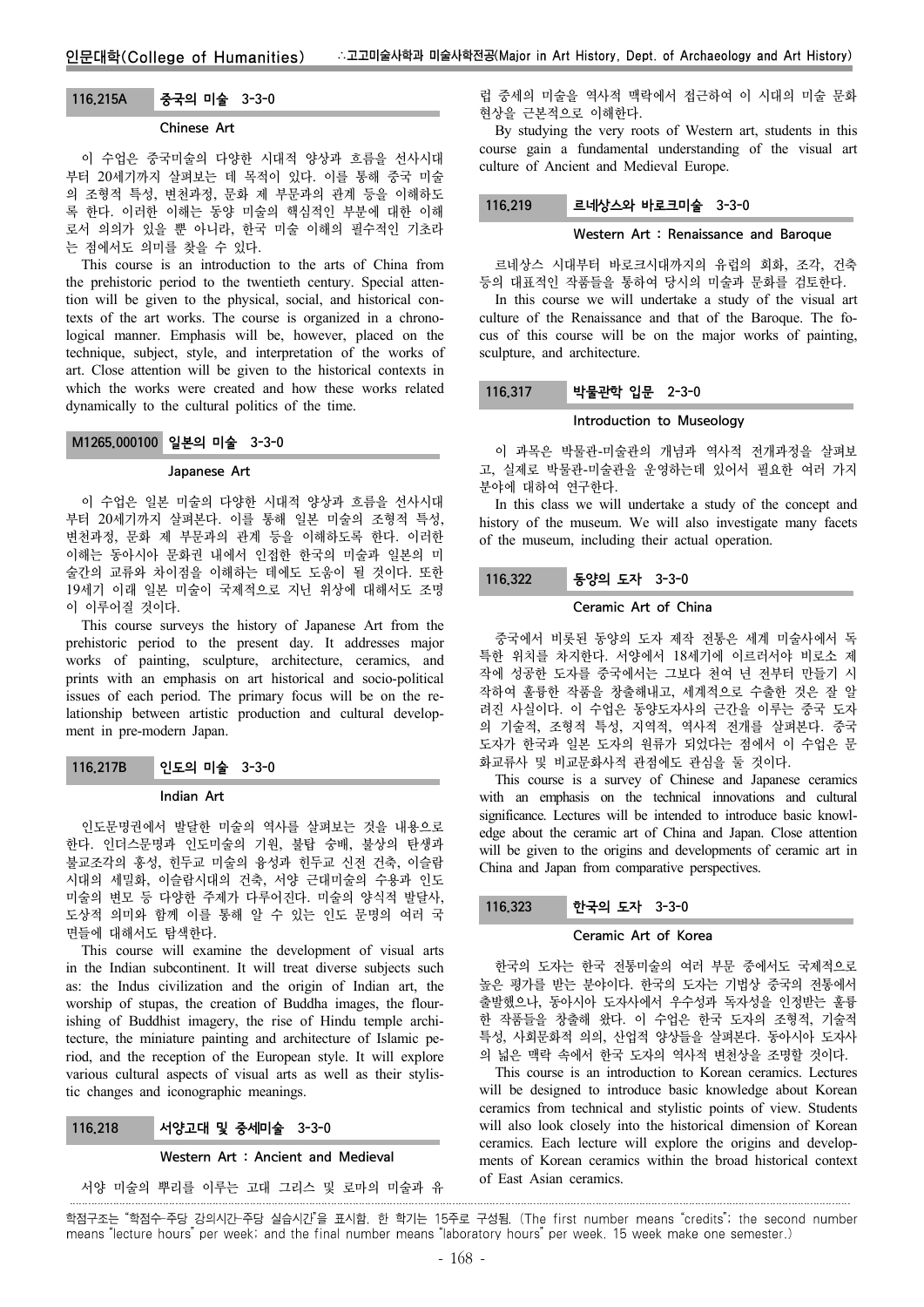### 116.215A 중국의 미술 3-3-0

**Chinese Art**

이 수업은 중국미술의 다양한 시대적 양상과 흐름을 선사시대부터 20세기까지 살펴보는 데 목적이 있다. 이를 통해 중국 미술의 조형적 특성, 변천과정, 문화 제 부문과의 관계 등을 이해하도록 한다. 이러한 이해는 동양 미술의 핵심적인 부분에 대한 이해로서 의의가 있을 뿐 아니라, 한국 미술 이해의 필수적인 기초라는 점에서도 의미를 찾을 수 있다.

This course is an introduction to the arts of China from the prehistoric period to the twentieth century. Special attention will be given to the physical, social, and historical contexts of the art works. The course is organized in a chronological manner. Emphasis will be, however, placed on the technique, subject, style, and interpretation of the works of art. Close attention will be given to the historical contexts in which the works were created and how these works related dynamically to the cultural politics of the time.

### M1265.000100 일본의 미술 3-3-0

**Japanese Art**

이 수업은 일본 미술의 다양한 시대적 양상과 흐름을 선사시대부터 20세기까지 살펴본다. 이를 통해 일본 미술의 조형적 특성, 변천과정, 문화 제 부문과의 관계 등을 이해하도록 한다. 이러한 이해는 동아시아 문화권 내에서 인접한 한국의 미술과 일본의 미술간의 교류와 차이점을 이해하는 데에도 도움이 될 것이다. 또한 19세기 이래 일본 미술이 국제적으로 지닌 위상에 대해서도 조명이 이루어질 것이다.

This course surveys the history of Japanese Art from the prehistoric period to the present day. It addresses major works of painting, sculpture, architecture, ceramics, and prints with an emphasis on art historical and socio-political issues of each period. The primary focus will be on the relationship between artistic production and cultural development in pre-modern Japan.

### 116.217B 인도의 미술 3-3-0

**Indian Art**

인도문명권에서 발달한 미술의 역사를 살펴보는 것을 내용으로 한다. 인더스문명과 인도미술의 기원, 불탑 숭배, 불상의 탄생과 불교조각의 흥성, 힌두교 미술의 융성과 힌두교 신전 건축, 이슬람 시대의 세밀화, 이슬람시대의 건축, 서양 근대미술의 수용과 인도 미술의 변모 등 다양한 주제가 다루어진다. 미술의 양식적 발달사, 도상적 의미와 함께 이를 통해 알 수 있는 인도 문명의 여러 국면들에 대해서도 탐색한다.

This course will examine the development of visual arts in the Indian subcontinent. It will treat diverse subjects such as: the Indus civilization and the origin of Indian art, the worship of stupas, the creation of Buddha images, the flourishing of Buddhist imagery, the rise of Hindu temple architecture, the miniature painting and architecture of Islamic period, and the reception of the European style. It will explore various cultural aspects of visual arts as well as their stylistic changes and iconographic meanings.

### 116.218 서양고대 및 중세미술 3-3-0

**Western Art : Ancient and Medieval**

서양 미술의 뿌리를 이루는 고대 그리스 및 로마의 미술과 유럽 중세의 미술을 역사적 맥락에서 접근하여 이 시대의 미술 문화 현상을 근본적으로 이해한다.

By studying the very roots of Western art, students in this course gain a fundamental understanding of the visual art culture of Ancient and Medieval Europe.

### 116.219 르네상스와 바로크미술 3-3-0

**Western Art : Renaissance and Baroque**

르네상스 시대부터 바로크시대까지의 유럽의 회화, 조각, 건축 등의 대표적인 작품들을 통하여 당시의 미술과 문화를 검토한다.

In this course we will undertake a study of the visual art culture of the Renaissance and that of the Baroque. The focus of this course will be on the major works of painting, sculpture, and architecture.

### 116.317 박물관학 입문 2-3-0

**Introduction to Museology**

이 과목은 박물관-미술관의 개념과 역사적 전개과정을 살펴보고, 실제로 박물관-미술관을 운영하는데 있어서 필요한 여러 가지 분야에 대하여 연구한다.

In this class we will undertake a study of the concept and history of the museum. We will also investigate many facets of the museum, including their actual operation.

### 116.322 동양의 도자 3-3-0

**Ceramic Art of China**

중국에서 비롯된 동양의 도자 제작 전통은 세계 미술사에서 독특한 위치를 차지한다. 서양에서 18세기에 이르러서야 비로소 제작에 성공한 도자를 중국에서는 그보다 천여 년 전부터 만들기 시작하여 훌륭한 작품들을 창출해내고, 세계적으로 수출한 것은 잘 알려진 사실이다. 이 수업은 동양도자사의 근간을 이루는 중국 도자의 기술적, 조형적 특성, 지역적, 역사적 전개를 살펴본다. 중국 도자가 한국과 일본 도자의 원류가 되었다는 점에서 이 수업은 문화교류사 및 비교문화사적 관점에도 관심을 둘 것이다.

This course is a survey of Chinese and Japanese ceramics with an emphasis on the technical innovations and cultural significance. Lectures will be intended to introduce basic knowledge about the ceramic art of China and Japan. Close attention will be given to the origins and developments of ceramic art in China and Japan from comparative perspectives.

### 116.323 한국의 도자 3-3-0

**Ceramic Art of Korea**

한국의 도자는 한국 전통미술의 여러 부문 중에서도 국제적으로 높은 평가를 받는 분야이다. 한국의 도자는 기법상 중국의 전통에서 출발했으나, 동아시아 도자사에서 우수성과 독자성을 인정받는 훌륭한 작품들을 창출해 왔다. 이 수업은 한국 도자의 조형적, 기술적 특성, 사회문화적 의의, 산업적 양상들을 살펴본다. 동아시아 도자사의 넓은 맥락 속에서 한국 도자의 역사적 변천상을 조명할 것이다.

This course is an introduction to Korean ceramics. Lectures will be designed to introduce basic knowledge about Korean ceramics from technical and stylistic points of view. Students will also look closely into the historical dimension of Korean ceramics. Each lecture will explore the origins and developments of Korean ceramics within the broad historical context of East Asian ceramics.

학점구조는 "학점수-주당 강의시간-주당 실습시간"을 표시함. 한 학기는 15주로 구성됨. (The first number means "credits"; the second number means "lecture hours" per week; and the final number means "laboratory hours" per week. 15 week make one semester.)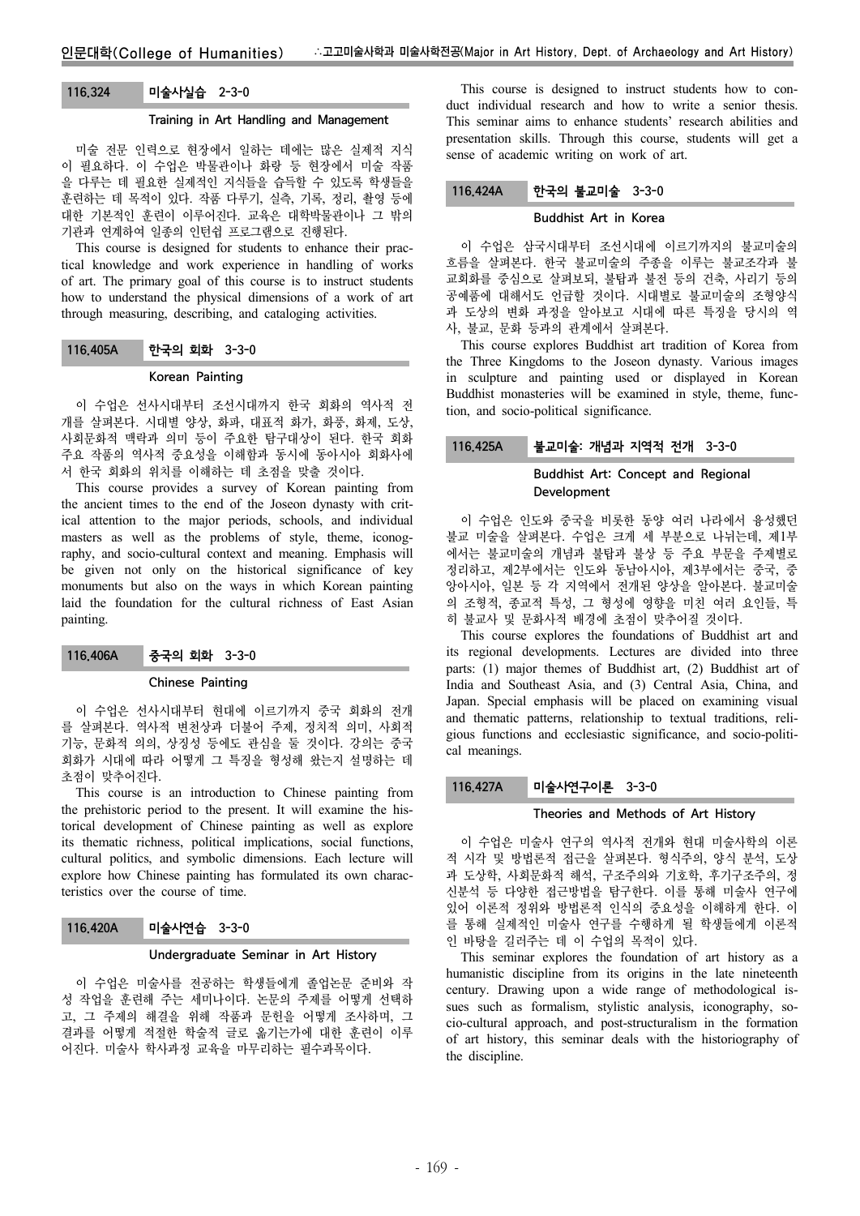### 116.324 미술사실습 2-3-0

**Training in Art Handling and Management**

미술 전문 인력으로 현장에서 일하는 데에는 많은 실제적 지식이 필요하다. 이 수업은 박물관이나 화랑 등 현장에서 미술 작품을 다루는 데 필요한 실제적인 지식들을 습득할 수 있도록 학생들을 훈련하는 데 목적이 있다. 작품 다루기, 실측, 기록, 정리, 촬영 등에 대한 기본적인 훈련이 이루어진다. 교육은 대학박물관이나 그 밖의 기관과 연계하여 일종의 인턴십 프로그램으로 진행된다.

This course is designed for students to enhance their practical knowledge and work experience in handling of works of art. The primary goal of this course is to instruct students how to understand the physical dimensions of a work of art through measuring, describing, and cataloging activities.

### 116.405A 한국의 회화 3-3-0

**Korean Painting**

이 수업은 선사시대부터 조선시대까지 한국 회화의 역사적 전개를 살펴본다. 시대별 양상, 화파, 대표적 화가, 화풍, 화제, 도상, 사회문화적 맥락과 의미 등이 주요한 탐구대상이 된다. 한국 회화 주요 작품의 역사적 중요성을 이해함과 동시에 동아시아 회화사에서 한국 회화의 위치를 이해하는 데 초점을 맞출 것이다.

This course provides a survey of Korean painting from the ancient times to the end of the Joseon dynasty with critical attention to the major periods, schools, and individual masters as well as the problems of style, theme, iconography, and socio-cultural context and meaning. Emphasis will be given not only on the historical significance of key monuments but also on the ways in which Korean painting laid the foundation for the cultural richness of East Asian painting.

### 116.406A 중국의 회화 3-3-0

**Chinese Painting**

이 수업은 선사시대부터 현대에 이르기까지 중국 회화의 전개를 살펴본다. 역사적 변천상과 더불어 주제, 정치적 의미, 사회적 기능, 문화적 의의, 상징성 등에도 관심을 둘 것이다. 강의는 중국 회화가 시대에 따라 어떻게 그 특징을 형성해 왔는지 설명하는 데 초점이 맞추어진다.

This course is an introduction to Chinese painting from the prehistoric period to the present. It will examine the historical development of Chinese painting as well as explore its thematic richness, political implications, social functions, cultural politics, and symbolic dimensions. Each lecture will explore how Chinese painting has formulated its own characteristics over the course of time.

### 116.420A 미술사연습 3-3-0

**Undergraduate Seminar in Art History**

이 수업은 미술사를 전공하는 학생들에게 졸업논문 준비와 작성 작업을 훈련해 주는 세미나이다. 논문의 주제를 어떻게 선택하고, 그 주제의 해결을 위해 작품과 문헌을 어떻게 조사하며, 그 결과를 어떻게 적절한 학술적 글로 옮기는가에 대한 훈련이 이루어진다. 미술사 학사과정 교육을 마무리하는 필수과목이다.

This course is designed to instruct students how to conduct individual research and how to write a senior thesis. This seminar aims to enhance students' research abilities and presentation skills. Through this course, students will get a sense of academic writing on work of art.

### 116.424A 한국의 불교미술 3-3-0

**Buddhist Art in Korea**

이 수업은 삼국시대부터 조선시대에 이르기까지의 불교미술의 흐름을 살펴본다. 한국 불교미술의 주종을 이루는 불교조각과 불교회화를 중심으로 살펴보되, 불탑과 불전 등의 건축, 사리기 등의 공예품에 대해서도 언급할 것이다. 시대별로 불교미술의 조형양식과 도상의 변화 과정을 알아보고 시대에 따른 특징을 당시의 역사, 불교, 문화 등과의 관계에서 살펴본다.

This course explores Buddhist art tradition of Korea from the Three Kingdoms to the Joseon dynasty. Various images in sculpture and painting used or displayed in Korean Buddhist monasteries will be examined in style, theme, function, and socio-political significance.

### 116.425A 불교미술: 개념과 지역적 전개 3-3-0

**Buddhist Art: Concept and Regional Development**

이 수업은 인도와 중국을 비롯한 동양 여러 나라에서 융성했던 불교 미술을 살펴본다. 수업은 크게 세 부분으로 나뉘는데, 제1부에서는 불교미술의 개념과 불탑과 불상 등 주요 부문을 주제별로 정리하고, 제2부에서는 인도와 동남아시아, 제3부에서는 중국, 중앙아시아, 일본 등 각 지역에서 전개된 양상을 알아본다. 불교미술의 조형적, 종교적 특성, 그 형성에 영향을 미친 여러 요인들, 특히 불교사 및 문화사적 배경에 초점이 맞추어질 것이다.

This course explores the foundations of Buddhist art and its regional developments. Lectures are divided into three parts: (1) major themes of Buddhist art, (2) Buddhist art of India and Southeast Asia, and (3) Central Asia, China, and Japan. Special emphasis will be placed on examining visual and thematic patterns, relationship to textual traditions, religious functions and ecclesiastic significance, and socio-political meanings.

### 116.427A 미술사연구이론 3-3-0

**Theories and Methods of Art History**

이 수업은 미술사 연구의 역사적 전개와 현대 미술사학의 이론적 시각 및 방법론적 접근을 살펴본다. 형식주의, 양식 분석, 도상과 도상학, 사회문화적 해석, 구조주의와 기호학, 후기구조주의, 정신분석 등 다양한 접근방법을 탐구한다. 이를 통해 미술사 연구에 있어 이론적 정위와 방법론적 인식의 중요성을 이해하게 한다. 이를 통해 실제적인 미술사 연구를 수행하게 될 학생들에게 이론적인 바탕을 길러주는 데 이 수업의 목적이 있다.

This seminar explores the foundation of art history as a humanistic discipline from its origins in the late nineteenth century. Drawing upon a wide range of methodological issues such as formalism, stylistic analysis, iconography, socio-cultural approach, and post-structuralism in the formation of art history, this seminar deals with the historiography of the discipline.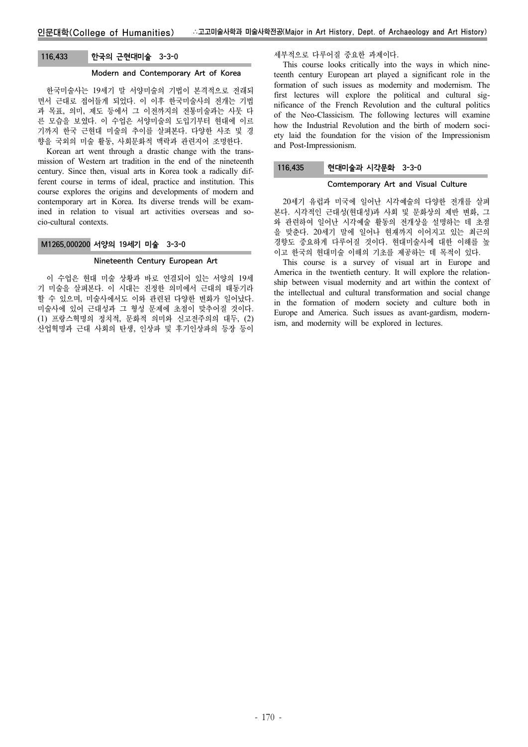### 116.433 한국의 근현대미술 3-3-0

**Modern and Contemporary Art of Korea**

한국미술사는 19세기 말 서양미술의 기법이 본격적으로 전래되면서 근대로 접어들게 되었다. 이 이후 한국미술사의 전개는 기법과 목표, 의미, 제도 등에서 그 이전까지의 전통미술과는 사뭇 다른 모습을 보였다. 이 수업은 서양미술의 도입기부터 현대에 이르기까지 한국 근현대 미술의 추이를 살펴본다. 다양한 사조 및 경향을 국외의 미술 활동, 사회문화적 맥락과 관련지어 조명한다.

Korean art went through a drastic change with the transmission of Western art tradition in the end of the nineteenth century. Since then, visual arts in Korea took a radically different course in terms of ideal, practice and institution. This course explores the origins and developments of modern and contemporary art in Korea. Its diverse trends will be examined in relation to visual art activities overseas and socio-cultural contexts.

### M1265.000200 서양의 19세기 미술 3-3-0

**Nineteenth Century European Art**

이 수업은 현대 미술 상황과 바로 연결되어 있는 서양의 19세기 미술을 살펴본다. 이 시대는 진정한 의미에서 근대의 태동기라 할 수 있으며, 미술사에서도 이와 관련된 다양한 변화가 일어났다. 미술사에 있어 근대성과 그 형성 문제에 초점이 맞추어질 것이다. (1) 프랑스혁명의 정치적, 문화적 의미와 신고전주의의 대두, (2) 산업혁명과 근대 사회의 탄생, 인상파 및 후기인상파의 등장 등이 세부적으로 다루어질 중요한 과제이다.

This course looks critically into the ways in which nineteenth century European art played a significant role in the formation of such issues as modernity and modernism. The first lectures will explore the political and cultural significance of the French Revolution and the cultural politics of the Neo-Classicism. The following lectures will examine how the Industrial Revolution and the birth of modern society laid the foundation for the vision of the Impressionism and Post-Impressionism.

### 116.435 현대미술과 시각문화 3-3-0

**Comtemporary Art and Visual Culture**

20세기 유럽과 미국에 일어난 시각예술의 다양한 전개를 살펴본다. 시각적인 근대성(현대성)과 사회 및 문화상의 제반 변화, 그와 관련하여 일어난 시각예술 활동의 전개상을 설명하는 데 초점을 맞춘다. 20세기 말에 일어나 현재까지 이어지고 있는 최근의 경향도 중요하게 다루어질 것이다. 현대미술사에 대한 이해를 높이고 한국의 현대미술 이해의 기초를 제공하는 데 목적이 있다.

This course is a survey of visual art in Europe and America in the twentieth century. It will explore the relationship between visual modernity and art within the context of the intellectual and cultural transformation and social change in the formation of modern society and culture both in Europe and America. Such issues as avant-gardism, modernism, and modernity will be explored in lectures.